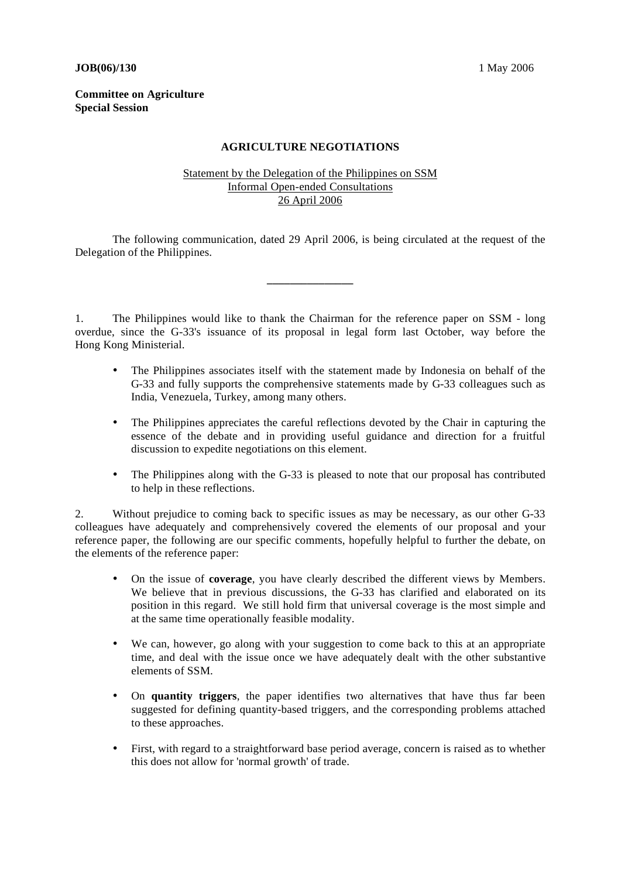**JOB(06)/130** 1 May 2006

**Committee on Agriculture**
**Special Session**

**AGRICULTURE NEGOTIATIONS**

Statement by the Delegation of the Philippines on SSM
Informal Open-ended Consultations
26 April 2006

The following communication, dated 29 April 2006, is being circulated at the request of the Delegation of the Philippines.

_______________

1. The Philippines would like to thank the Chairman for the reference paper on SSM - long overdue, since the G-33's issuance of its proposal in legal form last October, way before the Hong Kong Ministerial.

- The Philippines associates itself with the statement made by Indonesia on behalf of the G-33 and fully supports the comprehensive statements made by G-33 colleagues such as India, Venezuela, Turkey, among many others.

- The Philippines appreciates the careful reflections devoted by the Chair in capturing the essence of the debate and in providing useful guidance and direction for a fruitful discussion to expedite negotiations on this element.

- The Philippines along with the G-33 is pleased to note that our proposal has contributed to help in these reflections.

2. Without prejudice to coming back to specific issues as may be necessary, as our other G-33 colleagues have adequately and comprehensively covered the elements of our proposal and your reference paper, the following are our specific comments, hopefully helpful to further the debate, on the elements of the reference paper:

- On the issue of **coverage**, you have clearly described the different views by Members. We believe that in previous discussions, the G-33 has clarified and elaborated on its position in this regard. We still hold firm that universal coverage is the most simple and at the same time operationally feasible modality.

- We can, however, go along with your suggestion to come back to this at an appropriate time, and deal with the issue once we have adequately dealt with the other substantive elements of SSM.

- On **quantity triggers**, the paper identifies two alternatives that have thus far been suggested for defining quantity-based triggers, and the corresponding problems attached to these approaches.

- First, with regard to a straightforward base period average, concern is raised as to whether this does not allow for 'normal growth' of trade.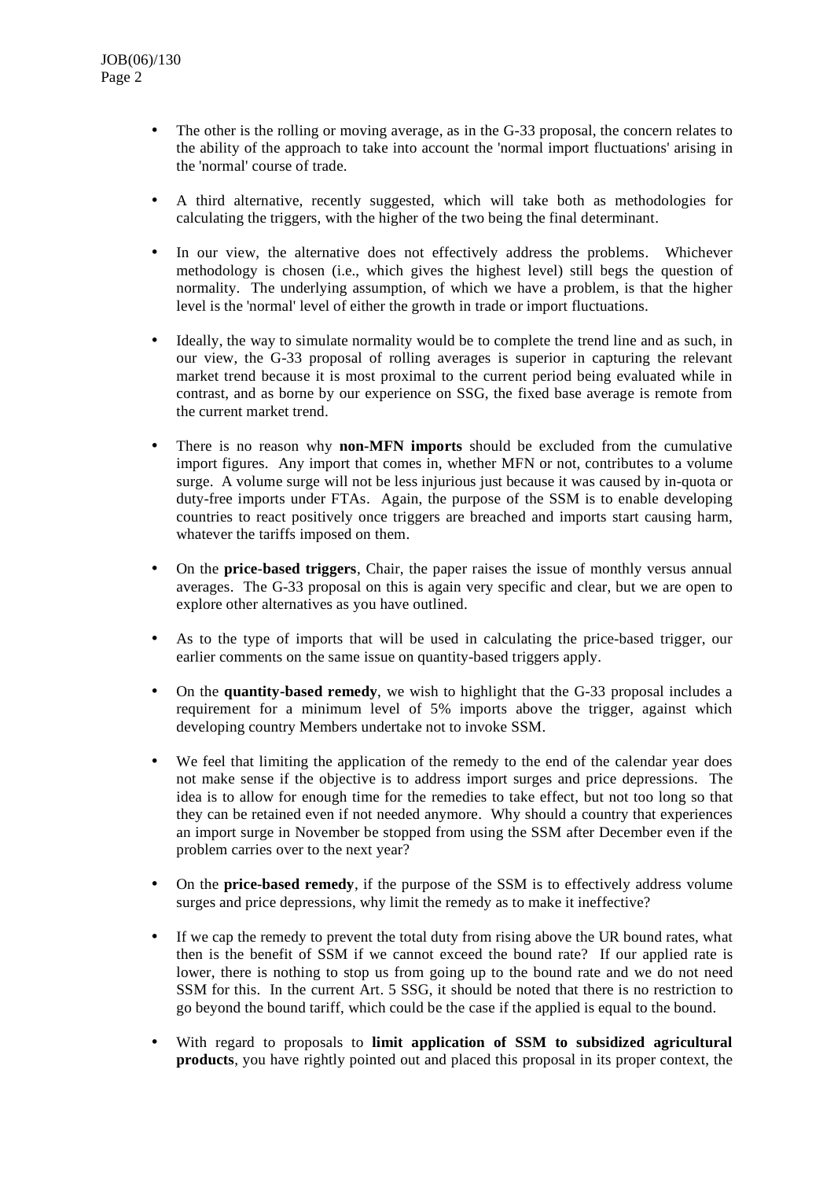- The other is the rolling or moving average, as in the G-33 proposal, the concern relates to the ability of the approach to take into account the 'normal import fluctuations' arising in the 'normal' course of trade.

- A third alternative, recently suggested, which will take both as methodologies for calculating the triggers, with the higher of the two being the final determinant.

- In our view, the alternative does not effectively address the problems. Whichever methodology is chosen (i.e., which gives the highest level) still begs the question of normality. The underlying assumption, of which we have a problem, is that the higher level is the 'normal' level of either the growth in trade or import fluctuations.

- Ideally, the way to simulate normality would be to complete the trend line and as such, in our view, the G-33 proposal of rolling averages is superior in capturing the relevant market trend because it is most proximal to the current period being evaluated while in contrast, and as borne by our experience on SSG, the fixed base average is remote from the current market trend.

- There is no reason why **non-MFN imports** should be excluded from the cumulative import figures. Any import that comes in, whether MFN or not, contributes to a volume surge. A volume surge will not be less injurious just because it was caused by in-quota or duty-free imports under FTAs. Again, the purpose of the SSM is to enable developing countries to react positively once triggers are breached and imports start causing harm, whatever the tariffs imposed on them.

- On the **price-based triggers**, Chair, the paper raises the issue of monthly versus annual averages. The G-33 proposal on this is again very specific and clear, but we are open to explore other alternatives as you have outlined.

- As to the type of imports that will be used in calculating the price-based trigger, our earlier comments on the same issue on quantity-based triggers apply.

- On the **quantity-based remedy**, we wish to highlight that the G-33 proposal includes a requirement for a minimum level of 5% imports above the trigger, against which developing country Members undertake not to invoke SSM.

- We feel that limiting the application of the remedy to the end of the calendar year does not make sense if the objective is to address import surges and price depressions. The idea is to allow for enough time for the remedies to take effect, but not too long so that they can be retained even if not needed anymore. Why should a country that experiences an import surge in November be stopped from using the SSM after December even if the problem carries over to the next year?

- On the **price-based remedy**, if the purpose of the SSM is to effectively address volume surges and price depressions, why limit the remedy as to make it ineffective?

- If we cap the remedy to prevent the total duty from rising above the UR bound rates, what then is the benefit of SSM if we cannot exceed the bound rate? If our applied rate is lower, there is nothing to stop us from going up to the bound rate and we do not need SSM for this. In the current Art. 5 SSG, it should be noted that there is no restriction to go beyond the bound tariff, which could be the case if the applied is equal to the bound.

- With regard to proposals to **limit application of SSM to subsidized agricultural products**, you have rightly pointed out and placed this proposal in its proper context, the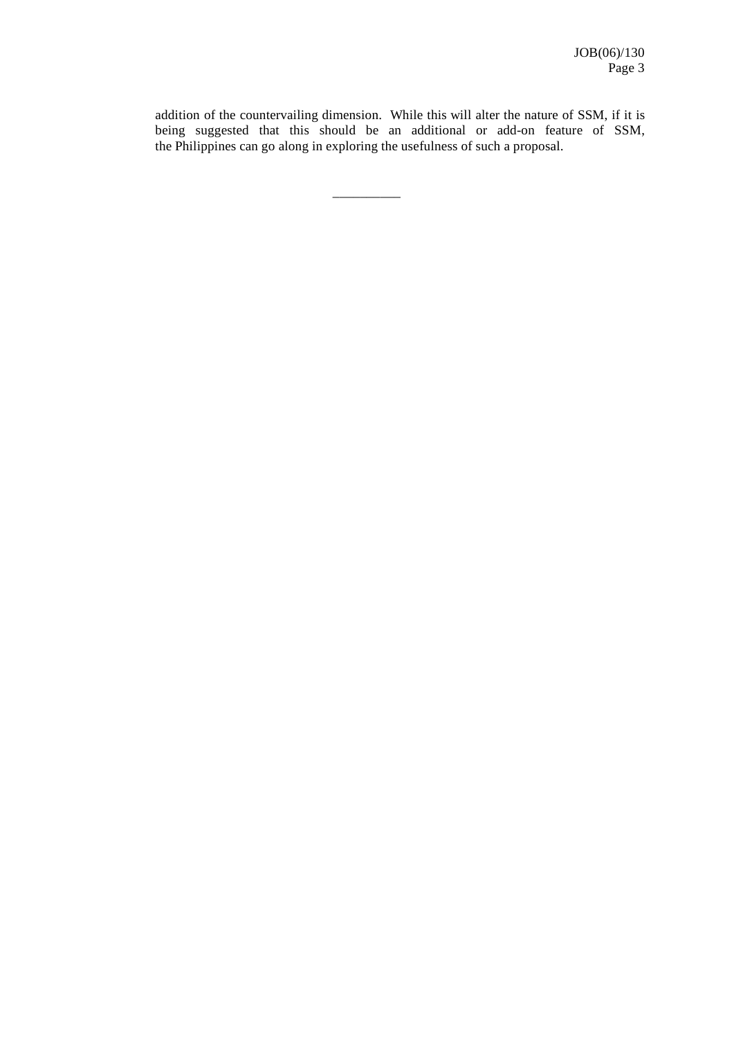addition of the countervailing dimension.  While this will alter the nature of SSM, if it is being suggested that this should be an additional or add-on feature of SSM, the Philippines can go along in exploring the usefulness of such a proposal.

__________